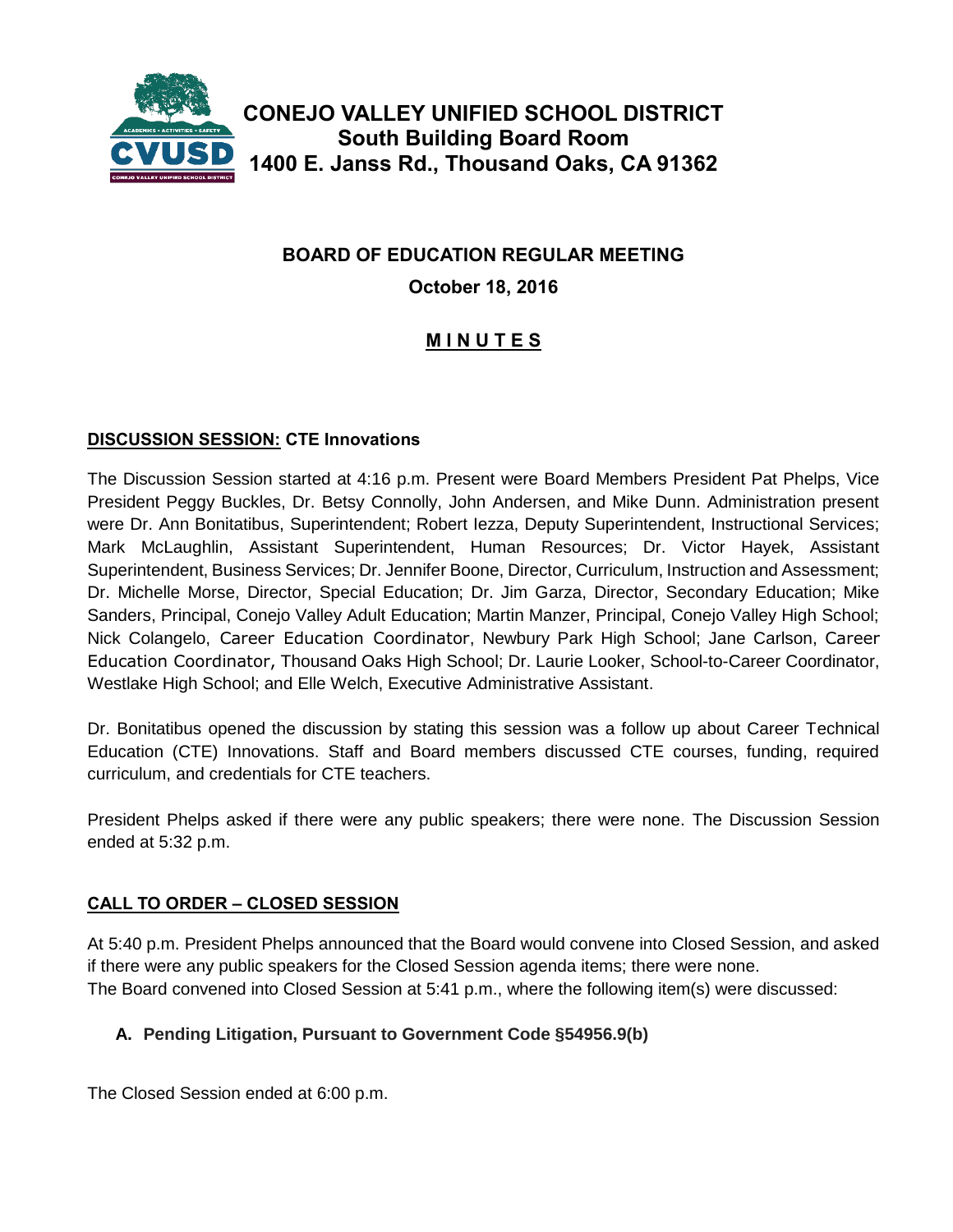# CONEJO VALLEY UNIFIED SCHOOL DISTRICT
## South Building Board Room
## 1400 E. Janss Rd., Thousand Oaks, CA 91362

## BOARD OF EDUCATION REGULAR MEETING

**October 18, 2016**

## M I N U T E S

### DISCUSSION SESSION: CTE Innovations

The Discussion Session started at 4:16 p.m. Present were Board Members President Pat Phelps, Vice President Peggy Buckles, Dr. Betsy Connolly, John Andersen, and Mike Dunn. Administration present were Dr. Ann Bonitatibus, Superintendent; Robert Iezza, Deputy Superintendent, Instructional Services; Mark McLaughlin, Assistant Superintendent, Human Resources; Dr. Victor Hayek, Assistant Superintendent, Business Services; Dr. Jennifer Boone, Director, Curriculum, Instruction and Assessment; Dr. Michelle Morse, Director, Special Education; Dr. Jim Garza, Director, Secondary Education; Mike Sanders, Principal, Conejo Valley Adult Education; Martin Manzer, Principal, Conejo Valley High School; Nick Colangelo, Career Education Coordinator, Newbury Park High School; Jane Carlson, Career Education Coordinator, Thousand Oaks High School; Dr. Laurie Looker, School-to-Career Coordinator, Westlake High School; and Elle Welch, Executive Administrative Assistant.

Dr. Bonitatibus opened the discussion by stating this session was a follow up about Career Technical Education (CTE) Innovations. Staff and Board members discussed CTE courses, funding, required curriculum, and credentials for CTE teachers.

President Phelps asked if there were any public speakers; there were none. The Discussion Session ended at 5:32 p.m.

### CALL TO ORDER – CLOSED SESSION

At 5:40 p.m. President Phelps announced that the Board would convene into Closed Session, and asked if there were any public speakers for the Closed Session agenda items; there were none.
The Board convened into Closed Session at 5:41 p.m., where the following item(s) were discussed:

**A. Pending Litigation, Pursuant to Government Code §54956.9(b)**

The Closed Session ended at 6:00 p.m.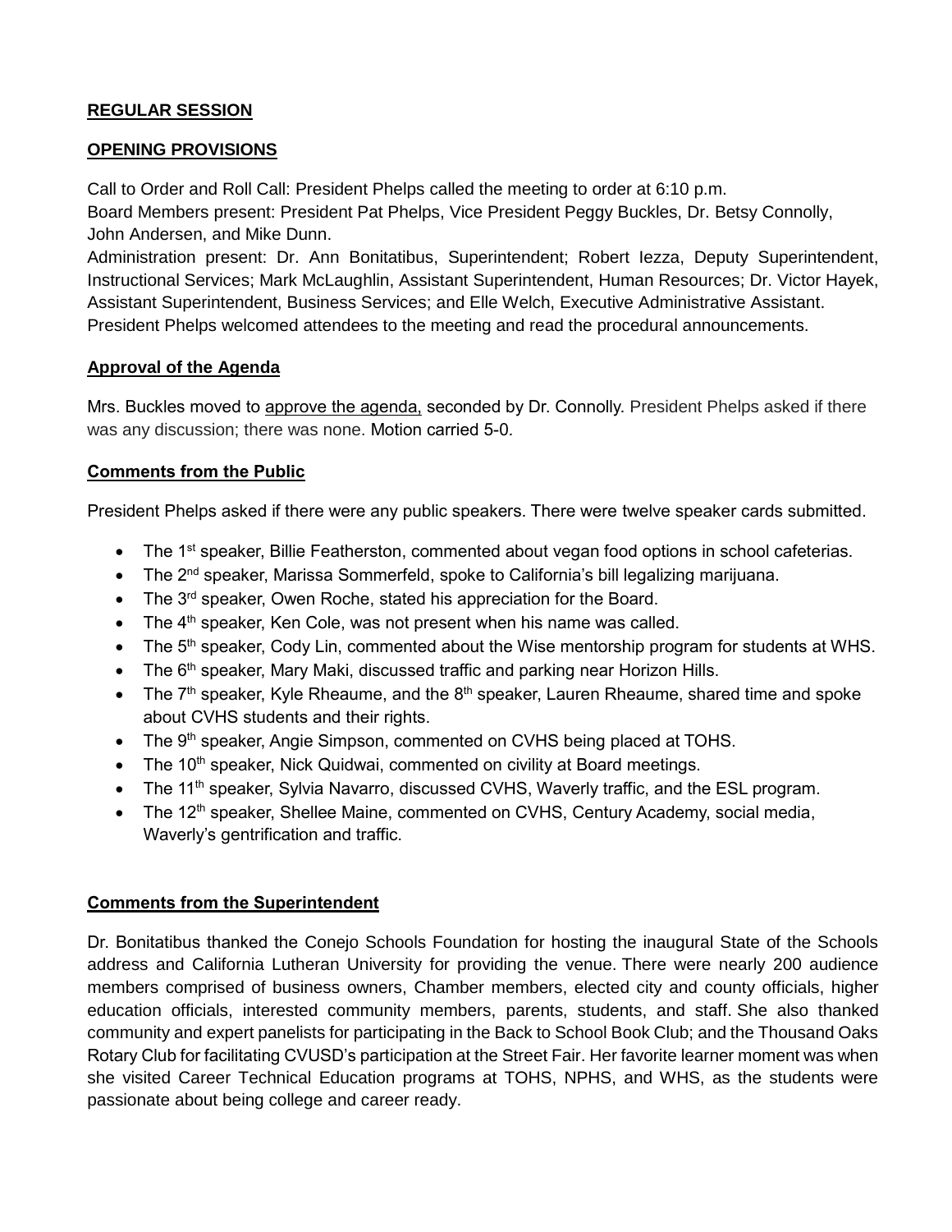**REGULAR SESSION**

**OPENING PROVISIONS**

Call to Order and Roll Call: President Phelps called the meeting to order at 6:10 p.m.
Board Members present: President Pat Phelps, Vice President Peggy Buckles, Dr. Betsy Connolly, John Andersen, and Mike Dunn.
Administration present: Dr. Ann Bonitatibus, Superintendent; Robert Iezza, Deputy Superintendent, Instructional Services; Mark McLaughlin, Assistant Superintendent, Human Resources; Dr. Victor Hayek, Assistant Superintendent, Business Services; and Elle Welch, Executive Administrative Assistant.
President Phelps welcomed attendees to the meeting and read the procedural announcements.

**Approval of the Agenda**

Mrs. Buckles moved to approve the agenda, seconded by Dr. Connolly. President Phelps asked if there was any discussion; there was none. Motion carried 5-0.

**Comments from the Public**

President Phelps asked if there were any public speakers. There were twelve speaker cards submitted.

- The 1st speaker, Billie Featherston, commented about vegan food options in school cafeterias.
- The 2nd speaker, Marissa Sommerfeld, spoke to California's bill legalizing marijuana.
- The 3rd speaker, Owen Roche, stated his appreciation for the Board.
- The 4th speaker, Ken Cole, was not present when his name was called.
- The 5th speaker, Cody Lin, commented about the Wise mentorship program for students at WHS.
- The 6th speaker, Mary Maki, discussed traffic and parking near Horizon Hills.
- The 7th speaker, Kyle Rheaume, and the 8th speaker, Lauren Rheaume, shared time and spoke about CVHS students and their rights.
- The 9th speaker, Angie Simpson, commented on CVHS being placed at TOHS.
- The 10th speaker, Nick Quidwai, commented on civility at Board meetings.
- The 11th speaker, Sylvia Navarro, discussed CVHS, Waverly traffic, and the ESL program.
- The 12th speaker, Shellee Maine, commented on CVHS, Century Academy, social media, Waverly's gentrification and traffic.

**Comments from the Superintendent**

Dr. Bonitatibus thanked the Conejo Schools Foundation for hosting the inaugural State of the Schools address and California Lutheran University for providing the venue. There were nearly 200 audience members comprised of business owners, Chamber members, elected city and county officials, higher education officials, interested community members, parents, students, and staff. She also thanked community and expert panelists for participating in the Back to School Book Club; and the Thousand Oaks Rotary Club for facilitating CVUSD's participation at the Street Fair. Her favorite learner moment was when she visited Career Technical Education programs at TOHS, NPHS, and WHS, as the students were passionate about being college and career ready.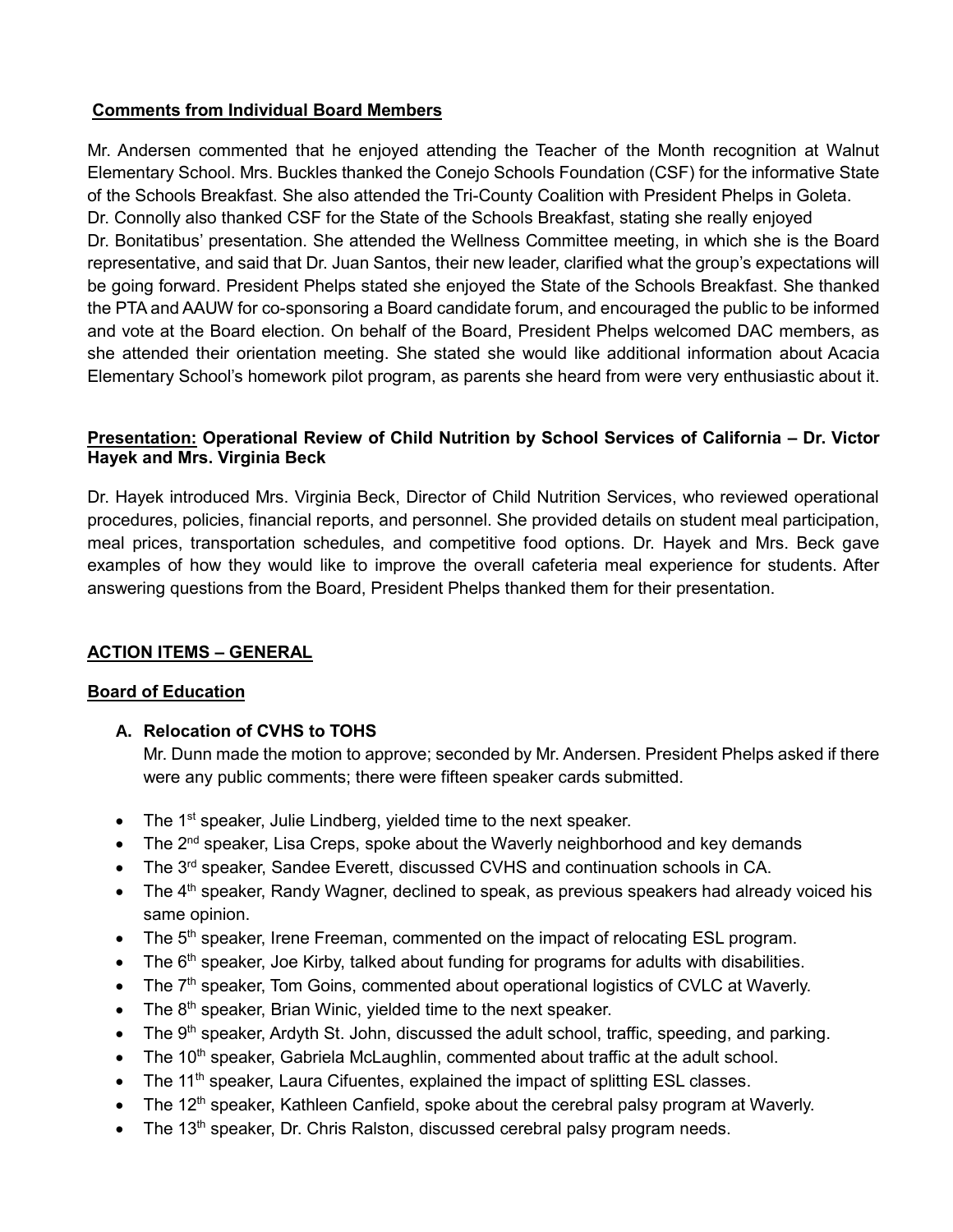**Comments from Individual Board Members**

Mr. Andersen commented that he enjoyed attending the Teacher of the Month recognition at Walnut Elementary School. Mrs. Buckles thanked the Conejo Schools Foundation (CSF) for the informative State of the Schools Breakfast. She also attended the Tri-County Coalition with President Phelps in Goleta. Dr. Connolly also thanked CSF for the State of the Schools Breakfast, stating she really enjoyed Dr. Bonitatibus' presentation. She attended the Wellness Committee meeting, in which she is the Board representative, and said that Dr. Juan Santos, their new leader, clarified what the group's expectations will be going forward. President Phelps stated she enjoyed the State of the Schools Breakfast. She thanked the PTA and AAUW for co-sponsoring a Board candidate forum, and encouraged the public to be informed and vote at the Board election. On behalf of the Board, President Phelps welcomed DAC members, as she attended their orientation meeting. She stated she would like additional information about Acacia Elementary School's homework pilot program, as parents she heard from were very enthusiastic about it.

**Presentation: Operational Review of Child Nutrition by School Services of California – Dr. Victor Hayek and Mrs. Virginia Beck**

Dr. Hayek introduced Mrs. Virginia Beck, Director of Child Nutrition Services, who reviewed operational procedures, policies, financial reports, and personnel. She provided details on student meal participation, meal prices, transportation schedules, and competitive food options. Dr. Hayek and Mrs. Beck gave examples of how they would like to improve the overall cafeteria meal experience for students. After answering questions from the Board, President Phelps thanked them for their presentation.

**ACTION ITEMS – GENERAL**

**Board of Education**

**A. Relocation of CVHS to TOHS**

Mr. Dunn made the motion to approve; seconded by Mr. Andersen. President Phelps asked if there were any public comments; there were fifteen speaker cards submitted.

- The 1st speaker, Julie Lindberg, yielded time to the next speaker.
- The 2nd speaker, Lisa Creps, spoke about the Waverly neighborhood and key demands
- The 3rd speaker, Sandee Everett, discussed CVHS and continuation schools in CA.
- The 4th speaker, Randy Wagner, declined to speak, as previous speakers had already voiced his same opinion.
- The 5th speaker, Irene Freeman, commented on the impact of relocating ESL program.
- The 6th speaker, Joe Kirby, talked about funding for programs for adults with disabilities.
- The 7th speaker, Tom Goins, commented about operational logistics of CVLC at Waverly.
- The 8th speaker, Brian Winic, yielded time to the next speaker.
- The 9th speaker, Ardyth St. John, discussed the adult school, traffic, speeding, and parking.
- The 10th speaker, Gabriela McLaughlin, commented about traffic at the adult school.
- The 11th speaker, Laura Cifuentes, explained the impact of splitting ESL classes.
- The 12th speaker, Kathleen Canfield, spoke about the cerebral palsy program at Waverly.
- The 13th speaker, Dr. Chris Ralston, discussed cerebral palsy program needs.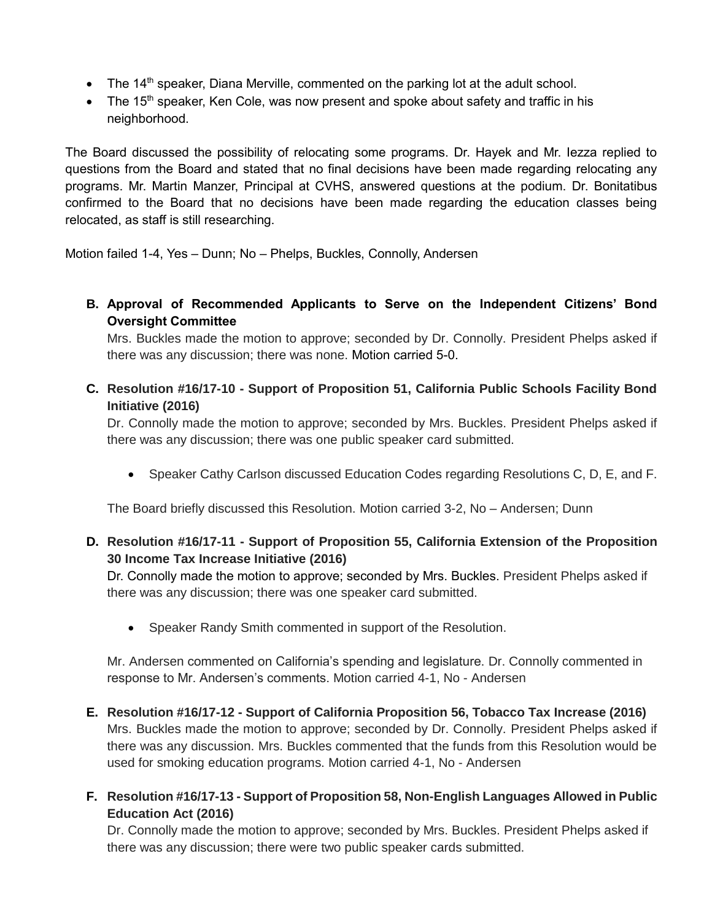- The 14th speaker, Diana Merville, commented on the parking lot at the adult school.
- The 15th speaker, Ken Cole, was now present and spoke about safety and traffic in his neighborhood.

The Board discussed the possibility of relocating some programs. Dr. Hayek and Mr. Iezza replied to questions from the Board and stated that no final decisions have been made regarding relocating any programs. Mr. Martin Manzer, Principal at CVHS, answered questions at the podium. Dr. Bonitatibus confirmed to the Board that no decisions have been made regarding the education classes being relocated, as staff is still researching.

Motion failed 1-4, Yes – Dunn; No – Phelps, Buckles, Connolly, Andersen

**B. Approval of Recommended Applicants to Serve on the Independent Citizens' Bond Oversight Committee**

Mrs. Buckles made the motion to approve; seconded by Dr. Connolly. President Phelps asked if there was any discussion; there was none. Motion carried 5-0.

**C. Resolution #16/17-10 - Support of Proposition 51, California Public Schools Facility Bond Initiative (2016)**

Dr. Connolly made the motion to approve; seconded by Mrs. Buckles. President Phelps asked if there was any discussion; there was one public speaker card submitted.

- Speaker Cathy Carlson discussed Education Codes regarding Resolutions C, D, E, and F.

The Board briefly discussed this Resolution. Motion carried 3-2, No – Andersen; Dunn

**D. Resolution #16/17-11 - Support of Proposition 55, California Extension of the Proposition 30 Income Tax Increase Initiative (2016)**

Dr. Connolly made the motion to approve; seconded by Mrs. Buckles. President Phelps asked if there was any discussion; there was one speaker card submitted.

- Speaker Randy Smith commented in support of the Resolution.

Mr. Andersen commented on California's spending and legislature. Dr. Connolly commented in response to Mr. Andersen's comments. Motion carried 4-1, No - Andersen

**E. Resolution #16/17-12 - Support of California Proposition 56, Tobacco Tax Increase (2016)**

Mrs. Buckles made the motion to approve; seconded by Dr. Connolly. President Phelps asked if there was any discussion. Mrs. Buckles commented that the funds from this Resolution would be used for smoking education programs. Motion carried 4-1, No - Andersen

**F. Resolution #16/17-13 - Support of Proposition 58, Non-English Languages Allowed in Public Education Act (2016)**

Dr. Connolly made the motion to approve; seconded by Mrs. Buckles. President Phelps asked if there was any discussion; there were two public speaker cards submitted.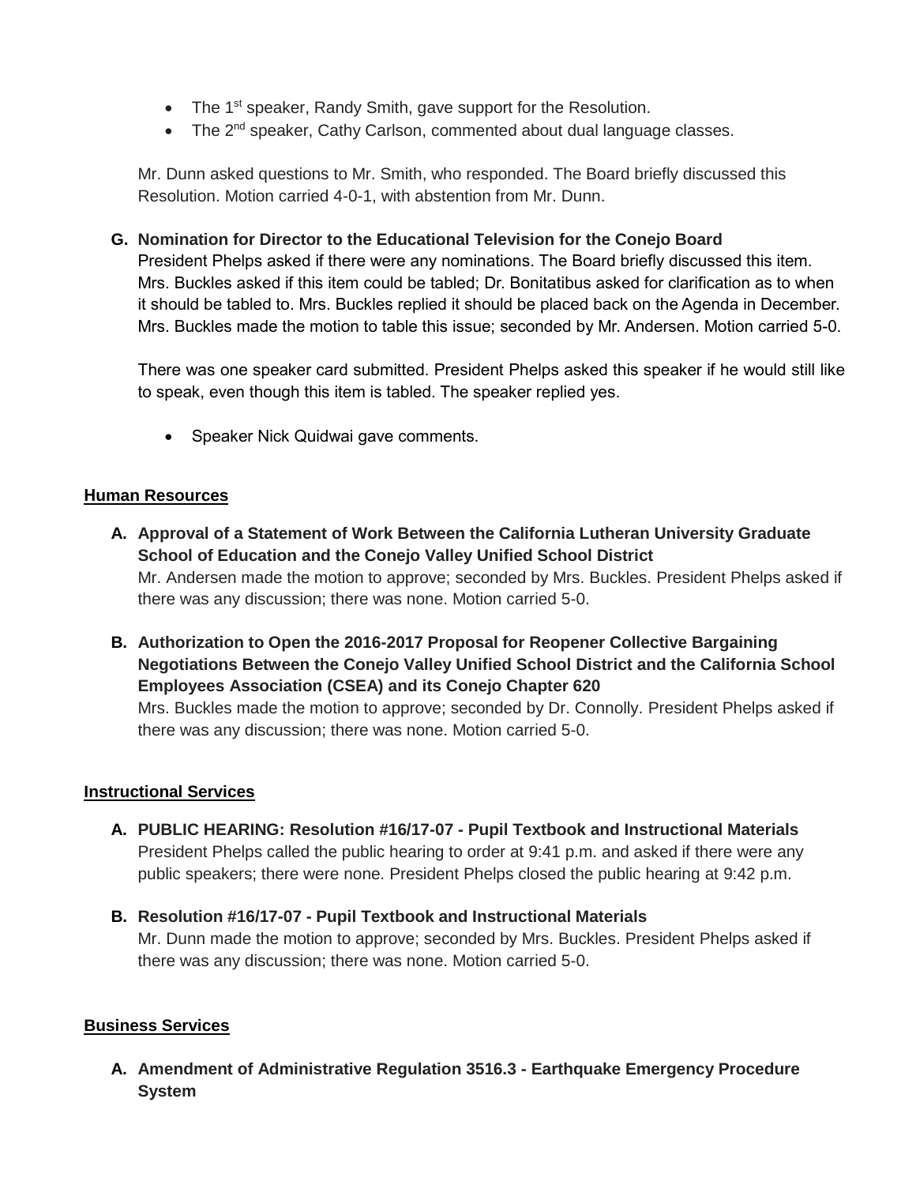- The 1st speaker, Randy Smith, gave support for the Resolution.
- The 2nd speaker, Cathy Carlson, commented about dual language classes.

Mr. Dunn asked questions to Mr. Smith, who responded. The Board briefly discussed this Resolution. Motion carried 4-0-1, with abstention from Mr. Dunn.

**G. Nomination for Director to the Educational Television for the Conejo Board**
President Phelps asked if there were any nominations. The Board briefly discussed this item. Mrs. Buckles asked if this item could be tabled; Dr. Bonitatibus asked for clarification as to when it should be tabled to. Mrs. Buckles replied it should be placed back on the Agenda in December. Mrs. Buckles made the motion to table this issue; seconded by Mr. Andersen. Motion carried 5-0.

There was one speaker card submitted. President Phelps asked this speaker if he would still like to speak, even though this item is tabled. The speaker replied yes.

- Speaker Nick Quidwai gave comments.

## Human Resources

**A. Approval of a Statement of Work Between the California Lutheran University Graduate School of Education and the Conejo Valley Unified School District**
Mr. Andersen made the motion to approve; seconded by Mrs. Buckles. President Phelps asked if there was any discussion; there was none. Motion carried 5-0.

**B. Authorization to Open the 2016-2017 Proposal for Reopener Collective Bargaining Negotiations Between the Conejo Valley Unified School District and the California School Employees Association (CSEA) and its Conejo Chapter 620**
Mrs. Buckles made the motion to approve; seconded by Dr. Connolly. President Phelps asked if there was any discussion; there was none. Motion carried 5-0.

## Instructional Services

**A. PUBLIC HEARING: Resolution #16/17-07 - Pupil Textbook and Instructional Materials**
President Phelps called the public hearing to order at 9:41 p.m. and asked if there were any public speakers; there were none. President Phelps closed the public hearing at 9:42 p.m.

**B. Resolution #16/17-07 - Pupil Textbook and Instructional Materials**
Mr. Dunn made the motion to approve; seconded by Mrs. Buckles. President Phelps asked if there was any discussion; there was none. Motion carried 5-0.

## Business Services

**A. Amendment of Administrative Regulation 3516.3 - Earthquake Emergency Procedure System**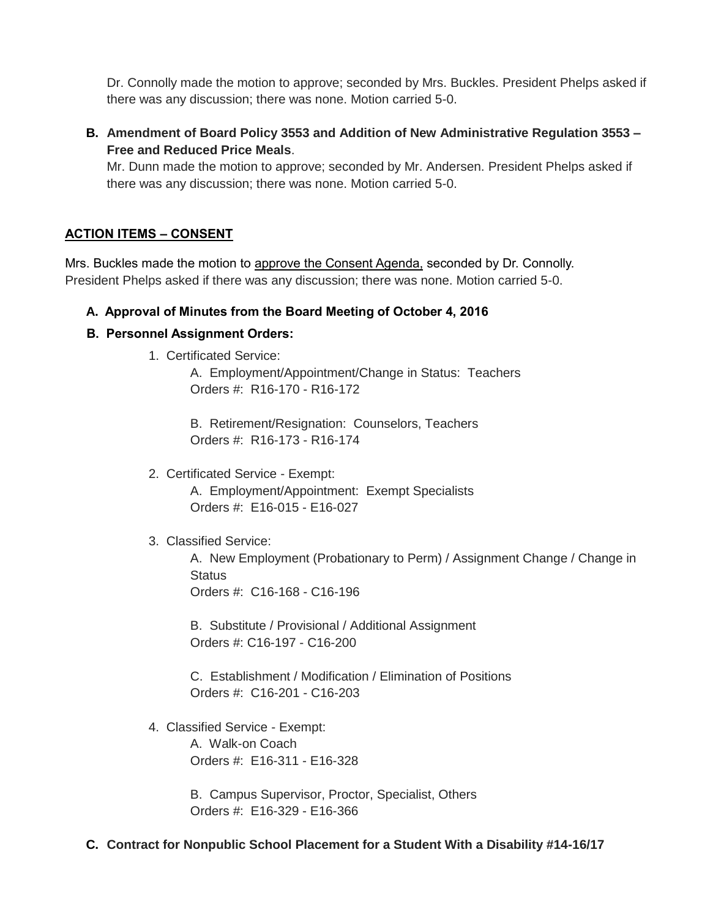Dr. Connolly made the motion to approve; seconded by Mrs. Buckles. President Phelps asked if there was any discussion; there was none. Motion carried 5-0.

**B. Amendment of Board Policy 3553 and Addition of New Administrative Regulation 3553 – Free and Reduced Price Meals**.

Mr. Dunn made the motion to approve; seconded by Mr. Andersen. President Phelps asked if there was any discussion; there was none. Motion carried 5-0.

## ACTION ITEMS – CONSENT

Mrs. Buckles made the motion to approve the Consent Agenda, seconded by Dr. Connolly. President Phelps asked if there was any discussion; there was none. Motion carried 5-0.

**A. Approval of Minutes from the Board Meeting of October 4, 2016**

**B. Personnel Assignment Orders:**

1. Certificated Service:

   A. Employment/Appointment/Change in Status: Teachers
   Orders #: R16-170 - R16-172

   B. Retirement/Resignation: Counselors, Teachers
   Orders #: R16-173 - R16-174

2. Certificated Service - Exempt:

   A. Employment/Appointment: Exempt Specialists
   Orders #: E16-015 - E16-027

3. Classified Service:

   A. New Employment (Probationary to Perm) / Assignment Change / Change in Status
   Orders #: C16-168 - C16-196

   B. Substitute / Provisional / Additional Assignment
   Orders #: C16-197 - C16-200

   C. Establishment / Modification / Elimination of Positions
   Orders #: C16-201 - C16-203

4. Classified Service - Exempt:

   A. Walk-on Coach
   Orders #: E16-311 - E16-328

   B. Campus Supervisor, Proctor, Specialist, Others
   Orders #: E16-329 - E16-366

**C. Contract for Nonpublic School Placement for a Student With a Disability #14-16/17**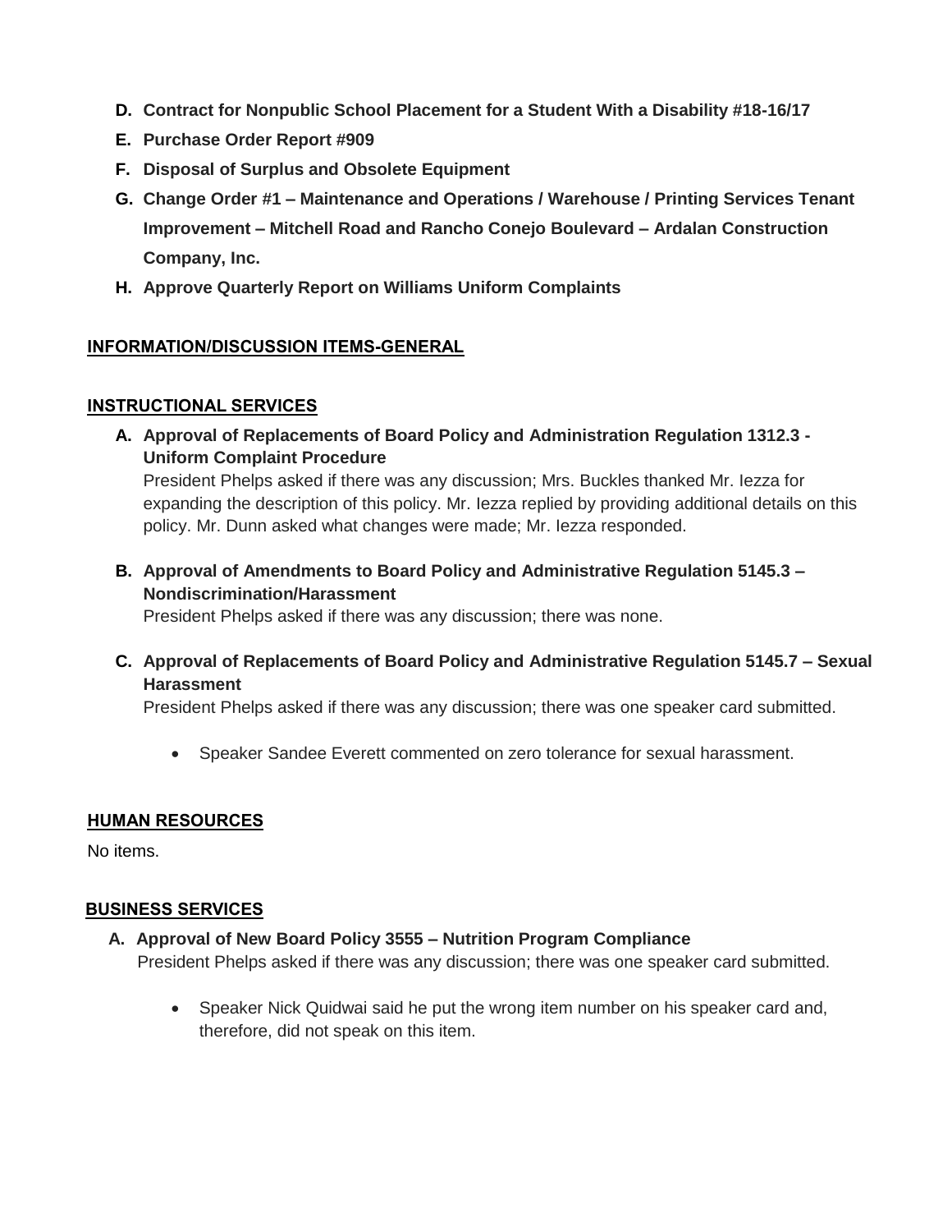**D. Contract for Nonpublic School Placement for a Student With a Disability #18-16/17**

**E. Purchase Order Report #909**

**F. Disposal of Surplus and Obsolete Equipment**

**G. Change Order #1 – Maintenance and Operations / Warehouse / Printing Services Tenant Improvement – Mitchell Road and Rancho Conejo Boulevard – Ardalan Construction Company, Inc.**

**H. Approve Quarterly Report on Williams Uniform Complaints**

## INFORMATION/DISCUSSION ITEMS-GENERAL

## INSTRUCTIONAL SERVICES

**A. Approval of Replacements of Board Policy and Administration Regulation 1312.3 - Uniform Complaint Procedure**

President Phelps asked if there was any discussion; Mrs. Buckles thanked Mr. Iezza for expanding the description of this policy. Mr. Iezza replied by providing additional details on this policy. Mr. Dunn asked what changes were made; Mr. Iezza responded.

**B. Approval of Amendments to Board Policy and Administrative Regulation 5145.3 – Nondiscrimination/Harassment**

President Phelps asked if there was any discussion; there was none.

**C. Approval of Replacements of Board Policy and Administrative Regulation 5145.7 – Sexual Harassment**

President Phelps asked if there was any discussion; there was one speaker card submitted.

- Speaker Sandee Everett commented on zero tolerance for sexual harassment.

## HUMAN RESOURCES

No items.

## BUSINESS SERVICES

**A. Approval of New Board Policy 3555 – Nutrition Program Compliance**

President Phelps asked if there was any discussion; there was one speaker card submitted.

- Speaker Nick Quidwai said he put the wrong item number on his speaker card and, therefore, did not speak on this item.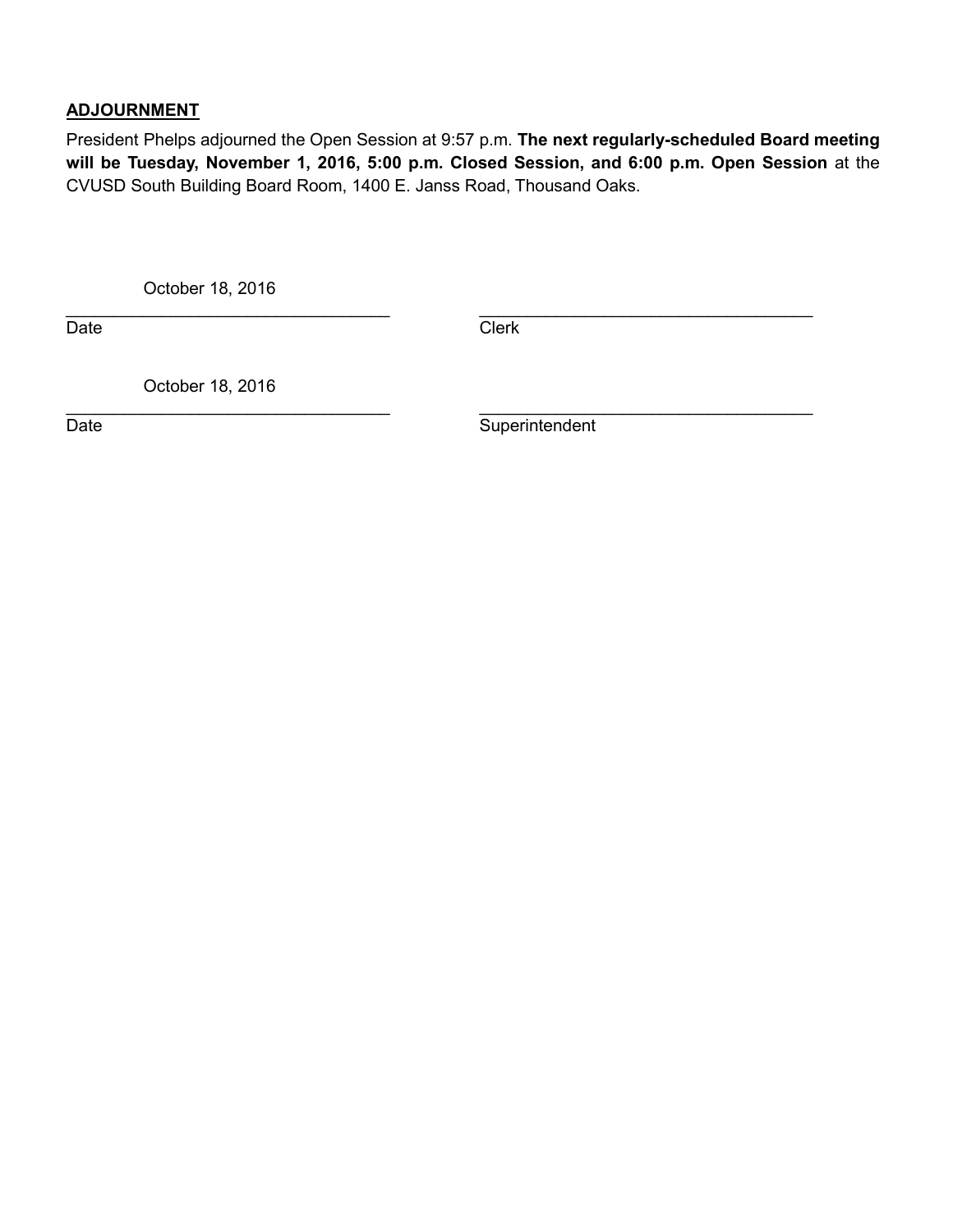**ADJOURNMENT**

President Phelps adjourned the Open Session at 9:57 p.m. **The next regularly-scheduled Board meeting will be Tuesday, November 1, 2016, 5:00 p.m. Closed Session, and 6:00 p.m. Open Session** at the CVUSD South Building Board Room, 1400 E. Janss Road, Thousand Oaks.

October 18, 2016
\_\_\_\_\_\_\_\_\_\_\_\_\_\_\_\_\_\_\_\_\_\_\_\_\_\_\_\_\_\_\_\_\_\_\_ \_\_\_\_\_\_\_\_\_\_\_\_\_\_\_\_\_\_\_\_\_\_\_\_\_\_\_\_\_\_\_\_\_\_\_\_
Date Clerk

October 18, 2016
\_\_\_\_\_\_\_\_\_\_\_\_\_\_\_\_\_\_\_\_\_\_\_\_\_\_\_\_\_\_\_\_\_\_\_ \_\_\_\_\_\_\_\_\_\_\_\_\_\_\_\_\_\_\_\_\_\_\_\_\_\_\_\_\_\_\_\_\_\_\_\_
Date Superintendent